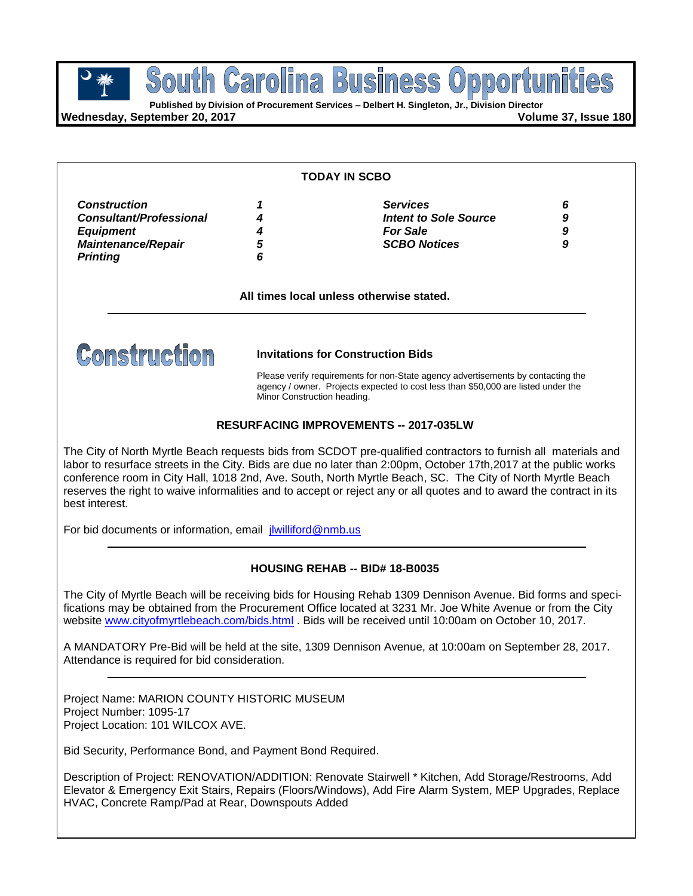# South Carolina Business Opportunities

**Published by Division of Procurement Services – Delbert H. Singleton, Jr., Division Director**

**Wednesday, September 20, 2017** **Volume 37, Issue 180**

**TODAY IN SCBO**

| | | | |
|---|---|---|---|
| ***Construction*** | ***1*** | ***Services*** | ***6*** |
| ***Consultant/Professional*** | ***4*** | ***Intent to Sole Source*** | ***9*** |
| ***Equipment*** | ***4*** | ***For Sale*** | ***9*** |
| ***Maintenance/Repair*** | ***5*** | ***SCBO Notices*** | ***9*** |
| ***Printing*** | ***6*** | | |

**All times local unless otherwise stated.**

# Construction

### Invitations for Construction Bids

Please verify requirements for non-State agency advertisements by contacting the agency / owner. Projects expected to cost less than $50,000 are listed under the Minor Construction heading.

**RESURFACING IMPROVEMENTS -- 2017-035LW**

The City of North Myrtle Beach requests bids from SCDOT pre-qualified contractors to furnish all materials and labor to resurface streets in the City. Bids are due no later than 2:00pm, October 17th,2017 at the public works conference room in City Hall, 1018 2nd, Ave. South, North Myrtle Beach, SC. The City of North Myrtle Beach reserves the right to waive informalities and to accept or reject any or all quotes and to award the contract in its best interest.

For bid documents or information, email jlwilliford@nmb.us

**HOUSING REHAB -- BID# 18-B0035**

The City of Myrtle Beach will be receiving bids for Housing Rehab 1309 Dennison Avenue. Bid forms and specifications may be obtained from the Procurement Office located at 3231 Mr. Joe White Avenue or from the City website www.cityofmyrtlebeach.com/bids.html . Bids will be received until 10:00am on October 10, 2017.

A MANDATORY Pre-Bid will be held at the site, 1309 Dennison Avenue, at 10:00am on September 28, 2017. Attendance is required for bid consideration.

Project Name: MARION COUNTY HISTORIC MUSEUM
Project Number: 1095-17
Project Location: 101 WILCOX AVE.

Bid Security, Performance Bond, and Payment Bond Required.

Description of Project: RENOVATION/ADDITION: Renovate Stairwell * Kitchen, Add Storage/Restrooms, Add Elevator & Emergency Exit Stairs, Repairs (Floors/Windows), Add Fire Alarm System, MEP Upgrades, Replace HVAC, Concrete Ramp/Pad at Rear, Downspouts Added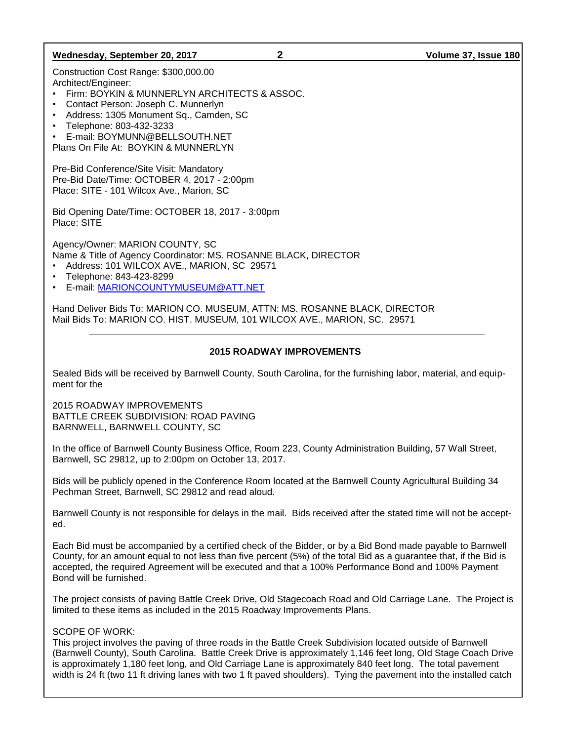Construction Cost Range: $300,000.00
Architect/Engineer:

- Firm: BOYKIN & MUNNERLYN ARCHITECTS & ASSOC.
- Contact Person: Joseph C. Munnerlyn
- Address: 1305 Monument Sq., Camden, SC
- Telephone: 803-432-3233
- E-mail: BOYMUNN@BELLSOUTH.NET

Plans On File At: BOYKIN & MUNNERLYN

Pre-Bid Conference/Site Visit: Mandatory
Pre-Bid Date/Time: OCTOBER 4, 2017 - 2:00pm
Place: SITE - 101 Wilcox Ave., Marion, SC

Bid Opening Date/Time: OCTOBER 18, 2017 - 3:00pm
Place: SITE

Agency/Owner: MARION COUNTY, SC
Name & Title of Agency Coordinator: MS. ROSANNE BLACK, DIRECTOR

- Address: 101 WILCOX AVE., MARION, SC 29571
- Telephone: 843-423-8299
- E-mail: MARIONCOUNTYMUSEUM@ATT.NET

Hand Deliver Bids To: MARION CO. MUSEUM, ATTN: MS. ROSANNE BLACK, DIRECTOR
Mail Bids To: MARION CO. HIST. MUSEUM, 101 WILCOX AVE., MARION, SC. 29571

---

## 2015 ROADWAY IMPROVEMENTS

Sealed Bids will be received by Barnwell County, South Carolina, for the furnishing labor, material, and equipment for the

2015 ROADWAY IMPROVEMENTS
BATTLE CREEK SUBDIVISION: ROAD PAVING
BARNWELL, BARNWELL COUNTY, SC

In the office of Barnwell County Business Office, Room 223, County Administration Building, 57 Wall Street, Barnwell, SC 29812, up to 2:00pm on October 13, 2017.

Bids will be publicly opened in the Conference Room located at the Barnwell County Agricultural Building 34 Pechman Street, Barnwell, SC 29812 and read aloud.

Barnwell County is not responsible for delays in the mail. Bids received after the stated time will not be accepted.

Each Bid must be accompanied by a certified check of the Bidder, or by a Bid Bond made payable to Barnwell County, for an amount equal to not less than five percent (5%) of the total Bid as a guarantee that, if the Bid is accepted, the required Agreement will be executed and that a 100% Performance Bond and 100% Payment Bond will be furnished.

The project consists of paving Battle Creek Drive, Old Stagecoach Road and Old Carriage Lane. The Project is limited to these items as included in the 2015 Roadway Improvements Plans.

SCOPE OF WORK:
This project involves the paving of three roads in the Battle Creek Subdivision located outside of Barnwell (Barnwell County), South Carolina. Battle Creek Drive is approximately 1,146 feet long, Old Stage Coach Drive is approximately 1,180 feet long, and Old Carriage Lane is approximately 840 feet long. The total pavement width is 24 ft (two 11 ft driving lanes with two 1 ft paved shoulders). Tying the pavement into the installed catch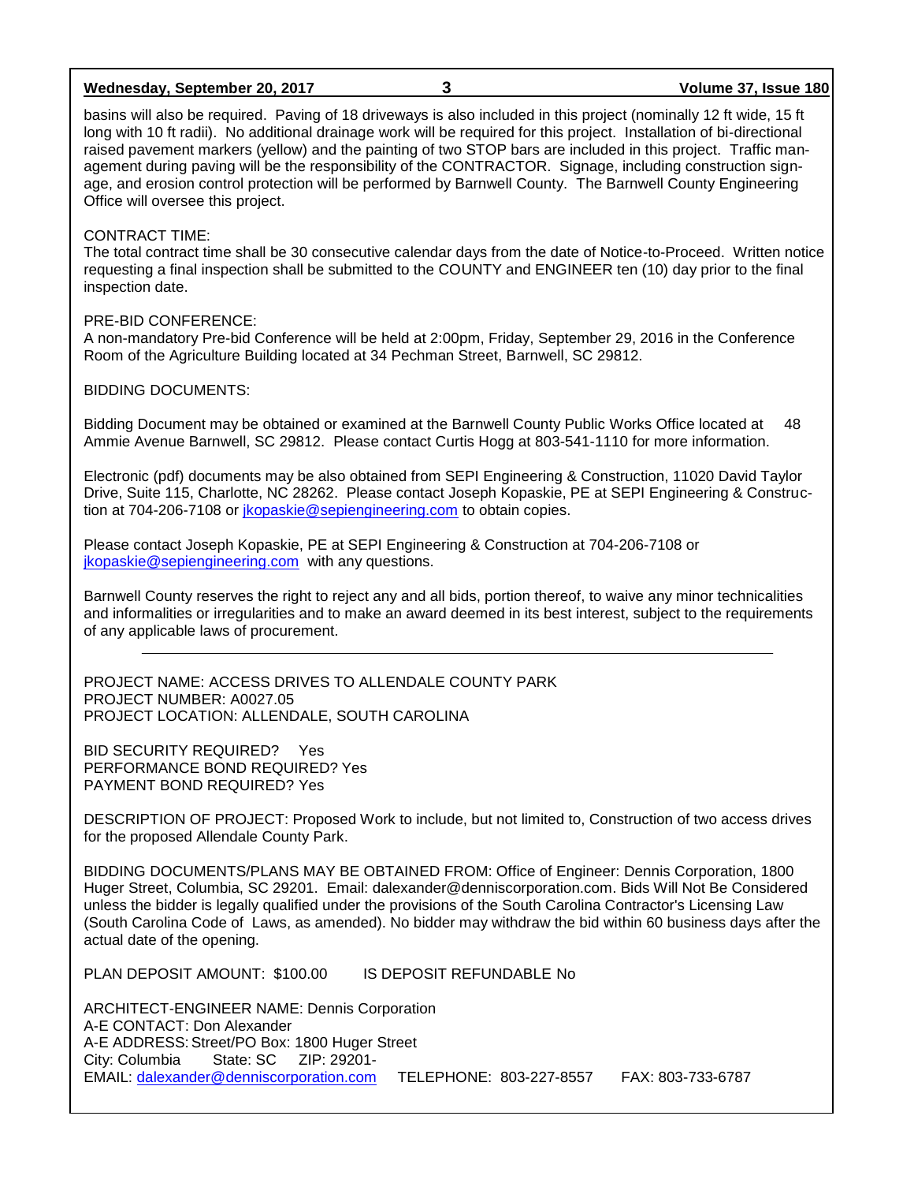basins will also be required. Paving of 18 driveways is also included in this project (nominally 12 ft wide, 15 ft long with 10 ft radii). No additional drainage work will be required for this project. Installation of bi-directional raised pavement markers (yellow) and the painting of two STOP bars are included in this project. Traffic management during paving will be the responsibility of the CONTRACTOR. Signage, including construction signage, and erosion control protection will be performed by Barnwell County. The Barnwell County Engineering Office will oversee this project.

CONTRACT TIME:
The total contract time shall be 30 consecutive calendar days from the date of Notice-to-Proceed. Written notice requesting a final inspection shall be submitted to the COUNTY and ENGINEER ten (10) day prior to the final inspection date.

PRE-BID CONFERENCE:
A non-mandatory Pre-bid Conference will be held at 2:00pm, Friday, September 29, 2016 in the Conference Room of the Agriculture Building located at 34 Pechman Street, Barnwell, SC 29812.

BIDDING DOCUMENTS:

Bidding Document may be obtained or examined at the Barnwell County Public Works Office located at 48 Ammie Avenue Barnwell, SC 29812. Please contact Curtis Hogg at 803-541-1110 for more information.

Electronic (pdf) documents may be also obtained from SEPI Engineering & Construction, 11020 David Taylor Drive, Suite 115, Charlotte, NC 28262. Please contact Joseph Kopaskie, PE at SEPI Engineering & Construction at 704-206-7108 or jkopaskie@sepiengineering.com to obtain copies.

Please contact Joseph Kopaskie, PE at SEPI Engineering & Construction at 704-206-7108 or jkopaskie@sepiengineering.com with any questions.

Barnwell County reserves the right to reject any and all bids, portion thereof, to waive any minor technicalities and informalities or irregularities and to make an award deemed in its best interest, subject to the requirements of any applicable laws of procurement.

---

PROJECT NAME: ACCESS DRIVES TO ALLENDALE COUNTY PARK
PROJECT NUMBER: A0027.05
PROJECT LOCATION: ALLENDALE, SOUTH CAROLINA

BID SECURITY REQUIRED? Yes
PERFORMANCE BOND REQUIRED? Yes
PAYMENT BOND REQUIRED? Yes

DESCRIPTION OF PROJECT: Proposed Work to include, but not limited to, Construction of two access drives for the proposed Allendale County Park.

BIDDING DOCUMENTS/PLANS MAY BE OBTAINED FROM: Office of Engineer: Dennis Corporation, 1800 Huger Street, Columbia, SC 29201. Email: dalexander@denniscorporation.com. Bids Will Not Be Considered unless the bidder is legally qualified under the provisions of the South Carolina Contractor's Licensing Law (South Carolina Code of Laws, as amended). No bidder may withdraw the bid within 60 business days after the actual date of the opening.

PLAN DEPOSIT AMOUNT: $100.00 IS DEPOSIT REFUNDABLE No

ARCHITECT-ENGINEER NAME: Dennis Corporation
A-E CONTACT: Don Alexander
A-E ADDRESS: Street/PO Box: 1800 Huger Street
City: Columbia State: SC ZIP: 29201-
EMAIL: dalexander@denniscorporation.com TELEPHONE: 803-227-8557 FAX: 803-733-6787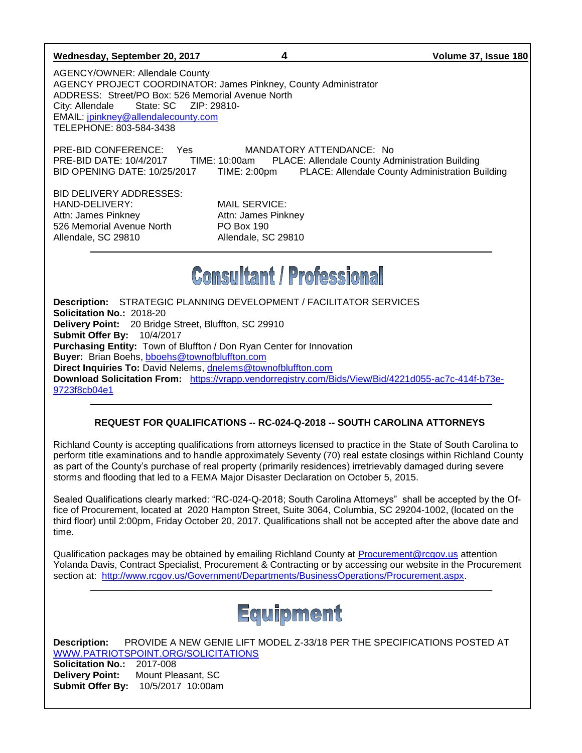AGENCY/OWNER: Allendale County
AGENCY PROJECT COORDINATOR: James Pinkney, County Administrator
ADDRESS: Street/PO Box: 526 Memorial Avenue North
City: Allendale State: SC ZIP: 29810-
EMAIL: jpinkney@allendalecounty.com
TELEPHONE: 803-584-3438

PRE-BID CONFERENCE: Yes MANDATORY ATTENDANCE: No
PRE-BID DATE: 10/4/2017 TIME: 10:00am PLACE: Allendale County Administration Building
BID OPENING DATE: 10/25/2017 TIME: 2:00pm PLACE: Allendale County Administration Building

BID DELIVERY ADDRESSES:

HAND-DELIVERY:
Attn: James Pinkney
526 Memorial Avenue North
Allendale, SC 29810

MAIL SERVICE:
Attn: James Pinkney
PO Box 190
Allendale, SC 29810

---

# Consultant / Professional

**Description:** STRATEGIC PLANNING DEVELOPMENT / FACILITATOR SERVICES
**Solicitation No.:** 2018-20
**Delivery Point:** 20 Bridge Street, Bluffton, SC 29910
**Submit Offer By:** 10/4/2017
**Purchasing Entity:** Town of Bluffton / Don Ryan Center for Innovation
**Buyer:** Brian Boehs, bboehs@townofbluffton.com
**Direct Inquiries To:** David Nelems, dnelems@townofbluffton.com
**Download Solicitation From:** https://vrapp.vendorregistry.com/Bids/View/Bid/4221d055-ac7c-414f-b73e-9723f8cb04e1

---

**REQUEST FOR QUALIFICATIONS -- RC-024-Q-2018 -- SOUTH CAROLINA ATTORNEYS**

Richland County is accepting qualifications from attorneys licensed to practice in the State of South Carolina to perform title examinations and to handle approximately Seventy (70) real estate closings within Richland County as part of the County's purchase of real property (primarily residences) irretrievably damaged during severe storms and flooding that led to a FEMA Major Disaster Declaration on October 5, 2015.

Sealed Qualifications clearly marked: "RC-024-Q-2018; South Carolina Attorneys" shall be accepted by the Office of Procurement, located at 2020 Hampton Street, Suite 3064, Columbia, SC 29204-1002, (located on the third floor) until 2:00pm, Friday October 20, 2017. Qualifications shall not be accepted after the above date and time.

Qualification packages may be obtained by emailing Richland County at Procurement@rcgov.us attention Yolanda Davis, Contract Specialist, Procurement & Contracting or by accessing our website in the Procurement section at: http://www.rcgov.us/Government/Departments/BusinessOperations/Procurement.aspx.

---

# Equipment

**Description:** PROVIDE A NEW GENIE LIFT MODEL Z-33/18 PER THE SPECIFICATIONS POSTED AT WWW.PATRIOTSPOINT.ORG/SOLICITATIONS
**Solicitation No.:** 2017-008
**Delivery Point:** Mount Pleasant, SC
**Submit Offer By:** 10/5/2017 10:00am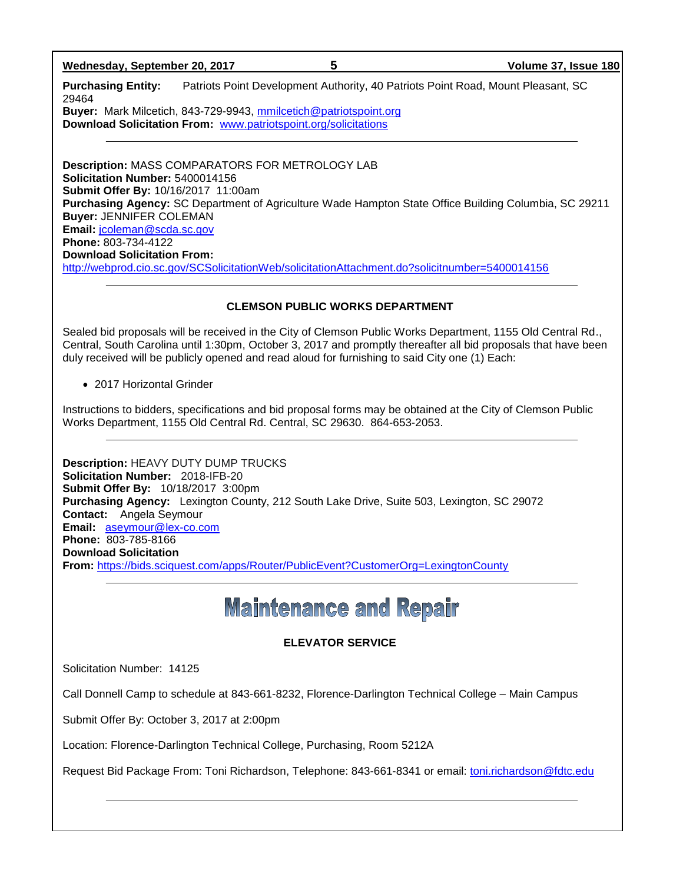**Purchasing Entity:** Patriots Point Development Authority, 40 Patriots Point Road, Mount Pleasant, SC 29464
**Buyer:** Mark Milcetich, 843-729-9943, mmilcetich@patriotspoint.org
**Download Solicitation From:** www.patriotspoint.org/solicitations

---

**Description:** MASS COMPARATORS FOR METROLOGY LAB
**Solicitation Number:** 5400014156
**Submit Offer By:** 10/16/2017 11:00am
**Purchasing Agency:** SC Department of Agriculture Wade Hampton State Office Building Columbia, SC 29211
**Buyer:** JENNIFER COLEMAN
**Email:** jcoleman@scda.sc.gov
**Phone:** 803-734-4122
**Download Solicitation From:**
http://webprod.cio.sc.gov/SCSolicitationWeb/solicitationAttachment.do?solicitnumber=5400014156

---

### CLEMSON PUBLIC WORKS DEPARTMENT

Sealed bid proposals will be received in the City of Clemson Public Works Department, 1155 Old Central Rd., Central, South Carolina until 1:30pm, October 3, 2017 and promptly thereafter all bid proposals that have been duly received will be publicly opened and read aloud for furnishing to said City one (1) Each:

- 2017 Horizontal Grinder

Instructions to bidders, specifications and bid proposal forms may be obtained at the City of Clemson Public Works Department, 1155 Old Central Rd. Central, SC 29630. 864-653-2053.

---

**Description:** HEAVY DUTY DUMP TRUCKS
**Solicitation Number:** 2018-IFB-20
**Submit Offer By:** 10/18/2017 3:00pm
**Purchasing Agency:** Lexington County, 212 South Lake Drive, Suite 503, Lexington, SC 29072
**Contact:** Angela Seymour
**Email:** aseymour@lex-co.com
**Phone:** 803-785-8166
**Download Solicitation From:** https://bids.sciquest.com/apps/Router/PublicEvent?CustomerOrg=LexingtonCounty

---

# Maintenance and Repair

### ELEVATOR SERVICE

Solicitation Number: 14125

Call Donnell Camp to schedule at 843-661-8232, Florence-Darlington Technical College – Main Campus

Submit Offer By: October 3, 2017 at 2:00pm

Location: Florence-Darlington Technical College, Purchasing, Room 5212A

Request Bid Package From: Toni Richardson, Telephone: 843-661-8341 or email: toni.richardson@fdtc.edu

---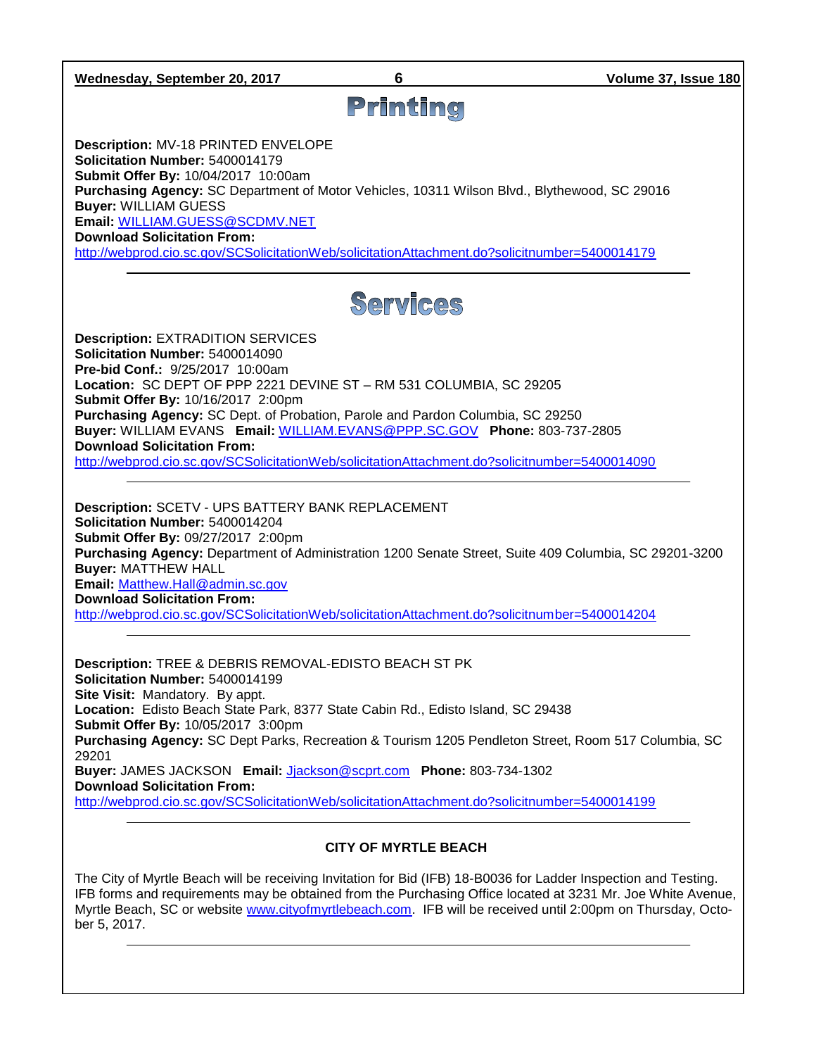# Printing

**Description:** MV-18 PRINTED ENVELOPE
**Solicitation Number:** 5400014179
**Submit Offer By:** 10/04/2017 10:00am
**Purchasing Agency:** SC Department of Motor Vehicles, 10311 Wilson Blvd., Blythewood, SC 29016
**Buyer:** WILLIAM GUESS
**Email:** WILLIAM.GUESS@SCDMV.NET
**Download Solicitation From:**
http://webprod.cio.sc.gov/SCSolicitationWeb/solicitationAttachment.do?solicitnumber=5400014179

---

# Services

**Description:** EXTRADITION SERVICES
**Solicitation Number:** 5400014090
**Pre-bid Conf.:** 9/25/2017 10:00am
**Location:** SC DEPT OF PPP 2221 DEVINE ST – RM 531 COLUMBIA, SC 29205
**Submit Offer By:** 10/16/2017 2:00pm
**Purchasing Agency:** SC Dept. of Probation, Parole and Pardon Columbia, SC 29250
**Buyer:** WILLIAM EVANS **Email:** WILLIAM.EVANS@PPP.SC.GOV **Phone:** 803-737-2805
**Download Solicitation From:**
http://webprod.cio.sc.gov/SCSolicitationWeb/solicitationAttachment.do?solicitnumber=5400014090

---

**Description:** SCETV - UPS BATTERY BANK REPLACEMENT
**Solicitation Number:** 5400014204
**Submit Offer By:** 09/27/2017 2:00pm
**Purchasing Agency:** Department of Administration 1200 Senate Street, Suite 409 Columbia, SC 29201-3200
**Buyer:** MATTHEW HALL
**Email:** Matthew.Hall@admin.sc.gov
**Download Solicitation From:**
http://webprod.cio.sc.gov/SCSolicitationWeb/solicitationAttachment.do?solicitnumber=5400014204

---

**Description:** TREE & DEBRIS REMOVAL-EDISTO BEACH ST PK
**Solicitation Number:** 5400014199
**Site Visit:** Mandatory. By appt.
**Location:** Edisto Beach State Park, 8377 State Cabin Rd., Edisto Island, SC 29438
**Submit Offer By:** 10/05/2017 3:00pm
**Purchasing Agency:** SC Dept Parks, Recreation & Tourism 1205 Pendleton Street, Room 517 Columbia, SC 29201
**Buyer:** JAMES JACKSON **Email:** Jjackson@scprt.com **Phone:** 803-734-1302
**Download Solicitation From:**
http://webprod.cio.sc.gov/SCSolicitationWeb/solicitationAttachment.do?solicitnumber=5400014199

---

**CITY OF MYRTLE BEACH**

The City of Myrtle Beach will be receiving Invitation for Bid (IFB) 18-B0036 for Ladder Inspection and Testing. IFB forms and requirements may be obtained from the Purchasing Office located at 3231 Mr. Joe White Avenue, Myrtle Beach, SC or website www.cityofmyrtlebeach.com. IFB will be received until 2:00pm on Thursday, October 5, 2017.

---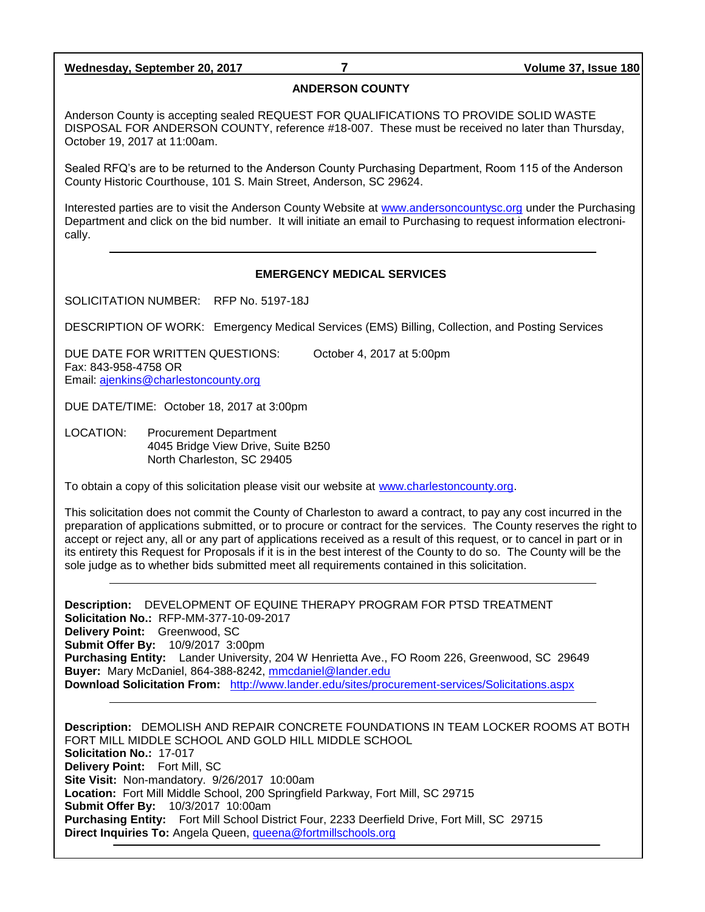## ANDERSON COUNTY

Anderson County is accepting sealed REQUEST FOR QUALIFICATIONS TO PROVIDE SOLID WASTE DISPOSAL FOR ANDERSON COUNTY, reference #18-007. These must be received no later than Thursday, October 19, 2017 at 11:00am.

Sealed RFQ's are to be returned to the Anderson County Purchasing Department, Room 115 of the Anderson County Historic Courthouse, 101 S. Main Street, Anderson, SC 29624.

Interested parties are to visit the Anderson County Website at www.andersoncountysc.org under the Purchasing Department and click on the bid number. It will initiate an email to Purchasing to request information electronically.

---

## EMERGENCY MEDICAL SERVICES

SOLICITATION NUMBER: RFP No. 5197-18J

DESCRIPTION OF WORK: Emergency Medical Services (EMS) Billing, Collection, and Posting Services

DUE DATE FOR WRITTEN QUESTIONS: October 4, 2017 at 5:00pm
Fax: 843-958-4758 OR
Email: ajenkins@charlestoncounty.org

DUE DATE/TIME: October 18, 2017 at 3:00pm

LOCATION: Procurement Department
4045 Bridge View Drive, Suite B250
North Charleston, SC 29405

To obtain a copy of this solicitation please visit our website at www.charlestoncounty.org.

This solicitation does not commit the County of Charleston to award a contract, to pay any cost incurred in the preparation of applications submitted, or to procure or contract for the services. The County reserves the right to accept or reject any, all or any part of applications received as a result of this request, or to cancel in part or in its entirety this Request for Proposals if it is in the best interest of the County to do so. The County will be the sole judge as to whether bids submitted meet all requirements contained in this solicitation.

---

**Description:** DEVELOPMENT OF EQUINE THERAPY PROGRAM FOR PTSD TREATMENT
**Solicitation No.:** RFP-MM-377-10-09-2017
**Delivery Point:** Greenwood, SC
**Submit Offer By:** 10/9/2017 3:00pm
**Purchasing Entity:** Lander University, 204 W Henrietta Ave., FO Room 226, Greenwood, SC 29649
**Buyer:** Mary McDaniel, 864-388-8242, mmcdaniel@lander.edu
**Download Solicitation From:** http://www.lander.edu/sites/procurement-services/Solicitations.aspx

---

**Description:** DEMOLISH AND REPAIR CONCRETE FOUNDATIONS IN TEAM LOCKER ROOMS AT BOTH FORT MILL MIDDLE SCHOOL AND GOLD HILL MIDDLE SCHOOL
**Solicitation No.:** 17-017
**Delivery Point:** Fort Mill, SC
**Site Visit:** Non-mandatory. 9/26/2017 10:00am
**Location:** Fort Mill Middle School, 200 Springfield Parkway, Fort Mill, SC 29715
**Submit Offer By:** 10/3/2017 10:00am
**Purchasing Entity:** Fort Mill School District Four, 2233 Deerfield Drive, Fort Mill, SC 29715
**Direct Inquiries To:** Angela Queen, queena@fortmillschools.org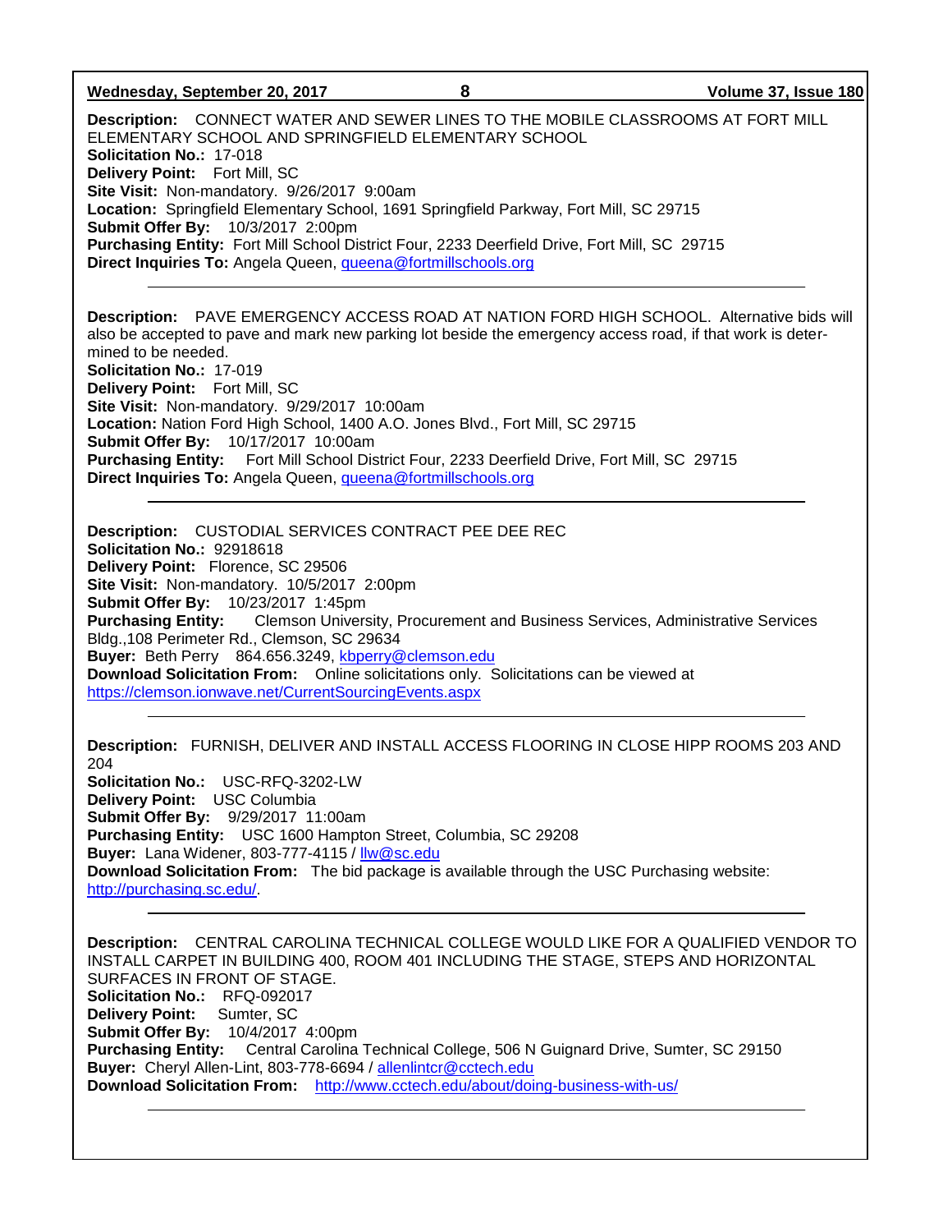**Description:** CONNECT WATER AND SEWER LINES TO THE MOBILE CLASSROOMS AT FORT MILL ELEMENTARY SCHOOL AND SPRINGFIELD ELEMENTARY SCHOOL
**Solicitation No.:** 17-018
**Delivery Point:** Fort Mill, SC
**Site Visit:** Non-mandatory. 9/26/2017 9:00am
**Location:** Springfield Elementary School, 1691 Springfield Parkway, Fort Mill, SC 29715
**Submit Offer By:** 10/3/2017 2:00pm
**Purchasing Entity:** Fort Mill School District Four, 2233 Deerfield Drive, Fort Mill, SC 29715
**Direct Inquiries To:** Angela Queen, queena@fortmillschools.org

---

**Description:** PAVE EMERGENCY ACCESS ROAD AT NATION FORD HIGH SCHOOL. Alternative bids will also be accepted to pave and mark new parking lot beside the emergency access road, if that work is determined to be needed.
**Solicitation No.:** 17-019
**Delivery Point:** Fort Mill, SC
**Site Visit:** Non-mandatory. 9/29/2017 10:00am
**Location:** Nation Ford High School, 1400 A.O. Jones Blvd., Fort Mill, SC 29715
**Submit Offer By:** 10/17/2017 10:00am
**Purchasing Entity:** Fort Mill School District Four, 2233 Deerfield Drive, Fort Mill, SC 29715
**Direct Inquiries To:** Angela Queen, queena@fortmillschools.org

---

**Description:** CUSTODIAL SERVICES CONTRACT PEE DEE REC
**Solicitation No.:** 92918618
**Delivery Point:** Florence, SC 29506
**Site Visit:** Non-mandatory. 10/5/2017 2:00pm
**Submit Offer By:** 10/23/2017 1:45pm
**Purchasing Entity:** Clemson University, Procurement and Business Services, Administrative Services Bldg.,108 Perimeter Rd., Clemson, SC 29634
**Buyer:** Beth Perry 864.656.3249, kbperry@clemson.edu
**Download Solicitation From:** Online solicitations only. Solicitations can be viewed at https://clemson.ionwave.net/CurrentSourcingEvents.aspx

---

**Description:** FURNISH, DELIVER AND INSTALL ACCESS FLOORING IN CLOSE HIPP ROOMS 203 AND 204
**Solicitation No.:** USC-RFQ-3202-LW
**Delivery Point:** USC Columbia
**Submit Offer By:** 9/29/2017 11:00am
**Purchasing Entity:** USC 1600 Hampton Street, Columbia, SC 29208
**Buyer:** Lana Widener, 803-777-4115 / llw@sc.edu
**Download Solicitation From:** The bid package is available through the USC Purchasing website: http://purchasing.sc.edu/.

---

**Description:** CENTRAL CAROLINA TECHNICAL COLLEGE WOULD LIKE FOR A QUALIFIED VENDOR TO INSTALL CARPET IN BUILDING 400, ROOM 401 INCLUDING THE STAGE, STEPS AND HORIZONTAL SURFACES IN FRONT OF STAGE.
**Solicitation No.:** RFQ-092017
**Delivery Point:** Sumter, SC
**Submit Offer By:** 10/4/2017 4:00pm
**Purchasing Entity:** Central Carolina Technical College, 506 N Guignard Drive, Sumter, SC 29150
**Buyer:** Cheryl Allen-Lint, 803-778-6694 / allenlintcr@cctech.edu
**Download Solicitation From:** http://www.cctech.edu/about/doing-business-with-us/

---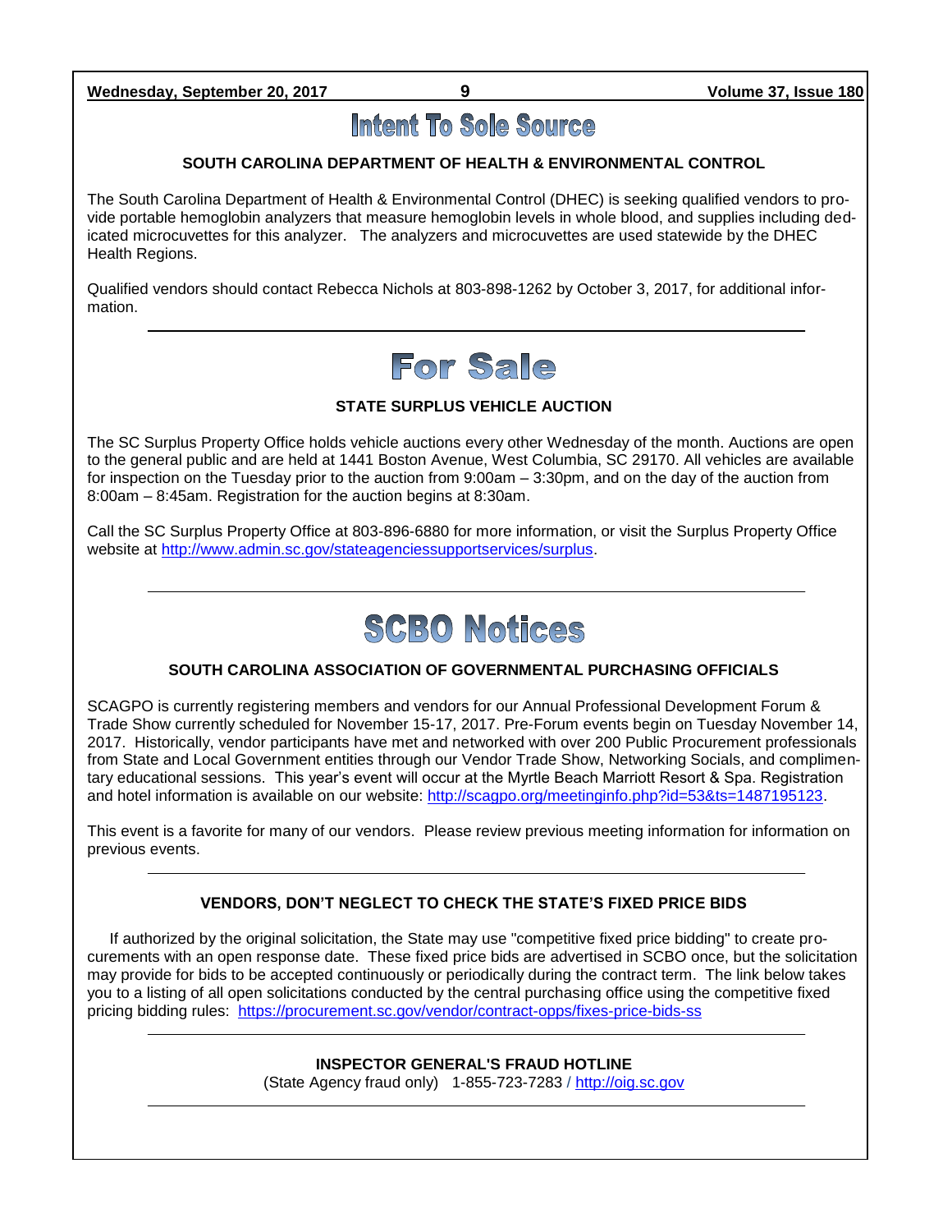# Intent To Sole Source

### SOUTH CAROLINA DEPARTMENT OF HEALTH & ENVIRONMENTAL CONTROL

The South Carolina Department of Health & Environmental Control (DHEC) is seeking qualified vendors to provide portable hemoglobin analyzers that measure hemoglobin levels in whole blood, and supplies including dedicated microcuvettes for this analyzer. The analyzers and microcuvettes are used statewide by the DHEC Health Regions.

Qualified vendors should contact Rebecca Nichols at 803-898-1262 by October 3, 2017, for additional information.

---

# For Sale

### STATE SURPLUS VEHICLE AUCTION

The SC Surplus Property Office holds vehicle auctions every other Wednesday of the month. Auctions are open to the general public and are held at 1441 Boston Avenue, West Columbia, SC 29170. All vehicles are available for inspection on the Tuesday prior to the auction from 9:00am – 3:30pm, and on the day of the auction from 8:00am – 8:45am. Registration for the auction begins at 8:30am.

Call the SC Surplus Property Office at 803-896-6880 for more information, or visit the Surplus Property Office website at http://www.admin.sc.gov/stateagenciessupportservices/surplus.

---

# SCBO Notices

### SOUTH CAROLINA ASSOCIATION OF GOVERNMENTAL PURCHASING OFFICIALS

SCAGPO is currently registering members and vendors for our Annual Professional Development Forum & Trade Show currently scheduled for November 15-17, 2017. Pre-Forum events begin on Tuesday November 14, 2017. Historically, vendor participants have met and networked with over 200 Public Procurement professionals from State and Local Government entities through our Vendor Trade Show, Networking Socials, and complimentary educational sessions. This year's event will occur at the Myrtle Beach Marriott Resort & Spa. Registration and hotel information is available on our website: http://scagpo.org/meetinginfo.php?id=53&ts=1487195123.

This event is a favorite for many of our vendors. Please review previous meeting information for information on previous events.

---

### VENDORS, DON'T NEGLECT TO CHECK THE STATE'S FIXED PRICE BIDS

If authorized by the original solicitation, the State may use "competitive fixed price bidding" to create procurements with an open response date. These fixed price bids are advertised in SCBO once, but the solicitation may provide for bids to be accepted continuously or periodically during the contract term. The link below takes you to a listing of all open solicitations conducted by the central purchasing office using the competitive fixed pricing bidding rules: https://procurement.sc.gov/vendor/contract-opps/fixes-price-bids-ss

---

### INSPECTOR GENERAL'S FRAUD HOTLINE

(State Agency fraud only) 1-855-723-7283 / http://oig.sc.gov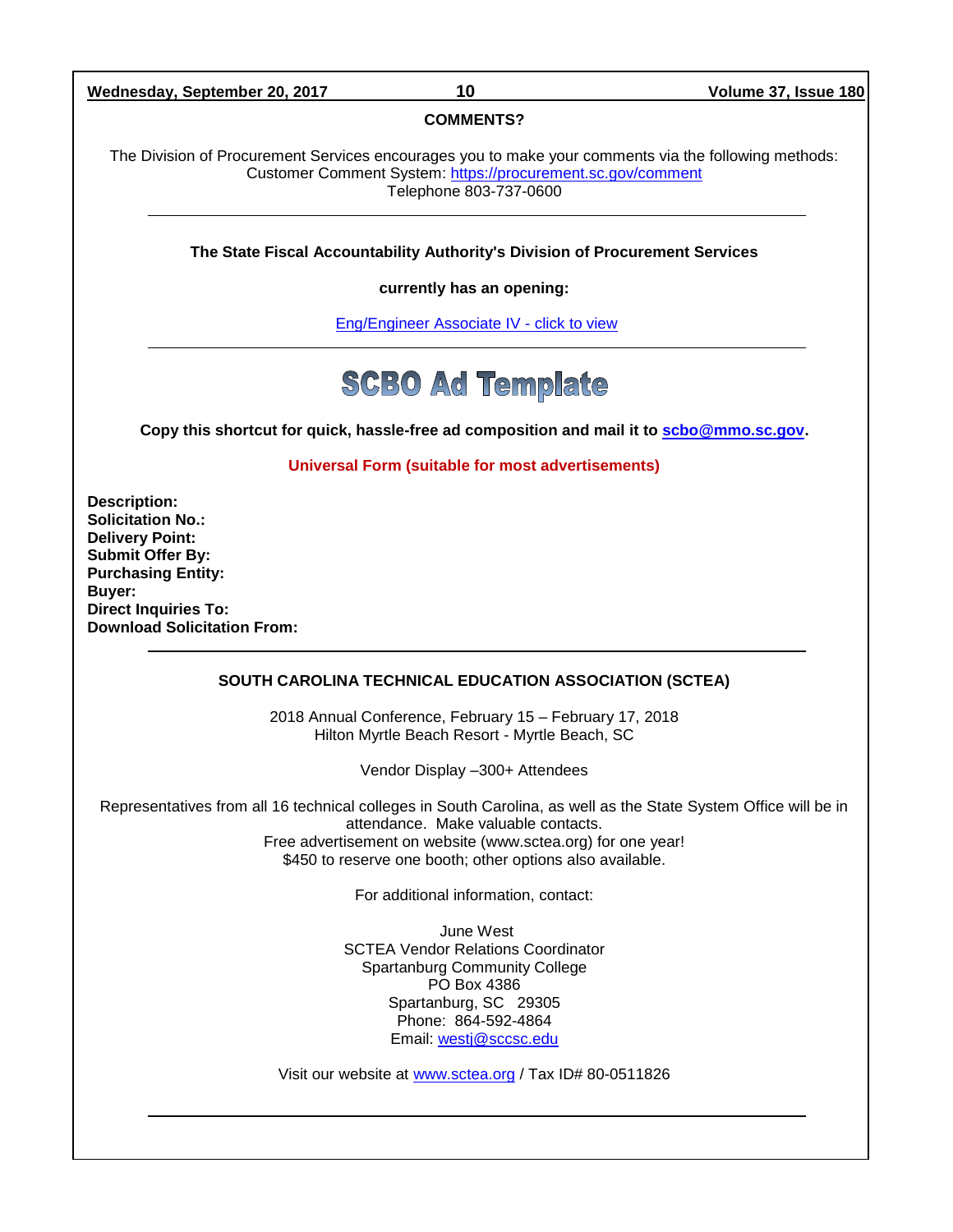**COMMENTS?**

The Division of Procurement Services encourages you to make your comments via the following methods:
Customer Comment System: https://procurement.sc.gov/comment
Telephone 803-737-0600

---

**The State Fiscal Accountability Authority's Division of Procurement Services**

**currently has an opening:**

Eng/Engineer Associate IV - click to view

---

## SCBO Ad Template

**Copy this shortcut for quick, hassle-free ad composition and mail it to scbo@mmo.sc.gov.**

**Universal Form (suitable for most advertisements)**

**Description:**
**Solicitation No.:**
**Delivery Point:**
**Submit Offer By:**
**Purchasing Entity:**
**Buyer:**
**Direct Inquiries To:**
**Download Solicitation From:**

---

**SOUTH CAROLINA TECHNICAL EDUCATION ASSOCIATION (SCTEA)**

2018 Annual Conference, February 15 – February 17, 2018
Hilton Myrtle Beach Resort - Myrtle Beach, SC

Vendor Display –300+ Attendees

Representatives from all 16 technical colleges in South Carolina, as well as the State System Office will be in attendance. Make valuable contacts.
Free advertisement on website (www.sctea.org) for one year!
$450 to reserve one booth; other options also available.

For additional information, contact:

June West
SCTEA Vendor Relations Coordinator
Spartanburg Community College
PO Box 4386
Spartanburg, SC 29305
Phone: 864-592-4864
Email: westj@sccsc.edu

Visit our website at www.sctea.org / Tax ID# 80-0511826

---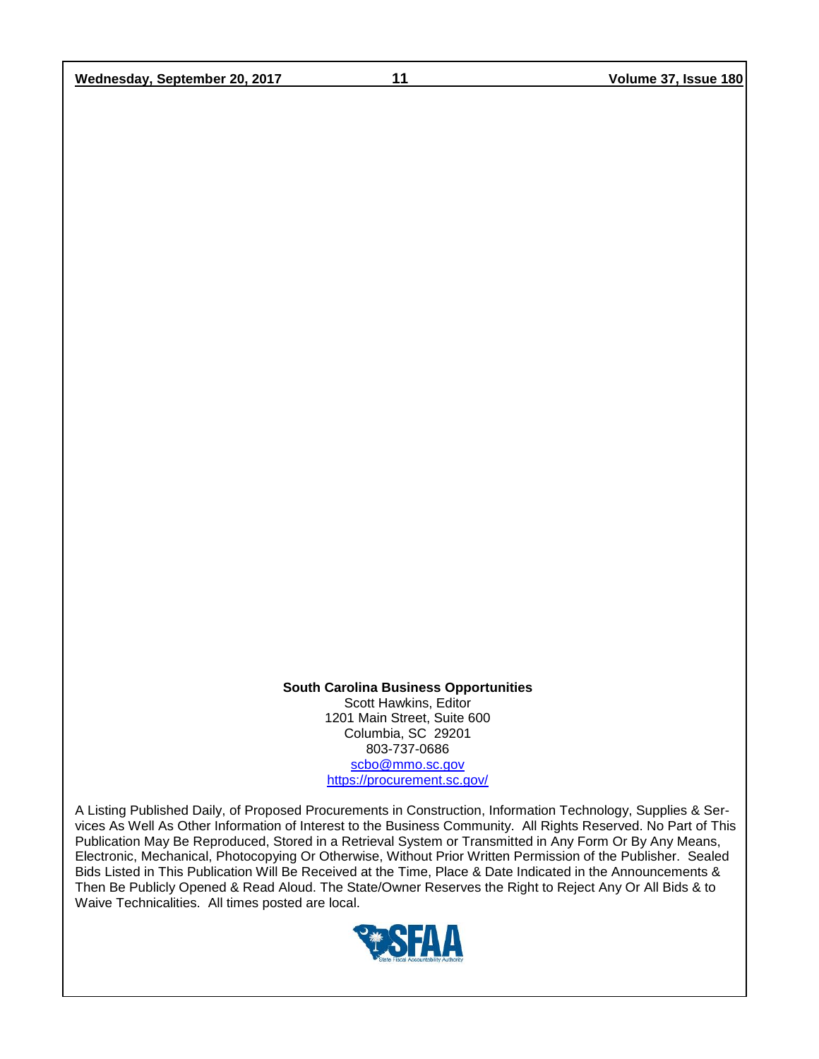**South Carolina Business Opportunities**

Scott Hawkins, Editor
1201 Main Street, Suite 600
Columbia, SC 29201
803-737-0686
scbo@mmo.sc.gov
https://procurement.sc.gov/

A Listing Published Daily, of Proposed Procurements in Construction, Information Technology, Supplies & Services As Well As Other Information of Interest to the Business Community. All Rights Reserved. No Part of This Publication May Be Reproduced, Stored in a Retrieval System or Transmitted in Any Form Or By Any Means, Electronic, Mechanical, Photocopying Or Otherwise, Without Prior Written Permission of the Publisher. Sealed Bids Listed in This Publication Will Be Received at the Time, Place & Date Indicated in the Announcements & Then Be Publicly Opened & Read Aloud. The State/Owner Reserves the Right to Reject Any Or All Bids & to Waive Technicalities. All times posted are local.

SFAA
State Fiscal Accountability Authority